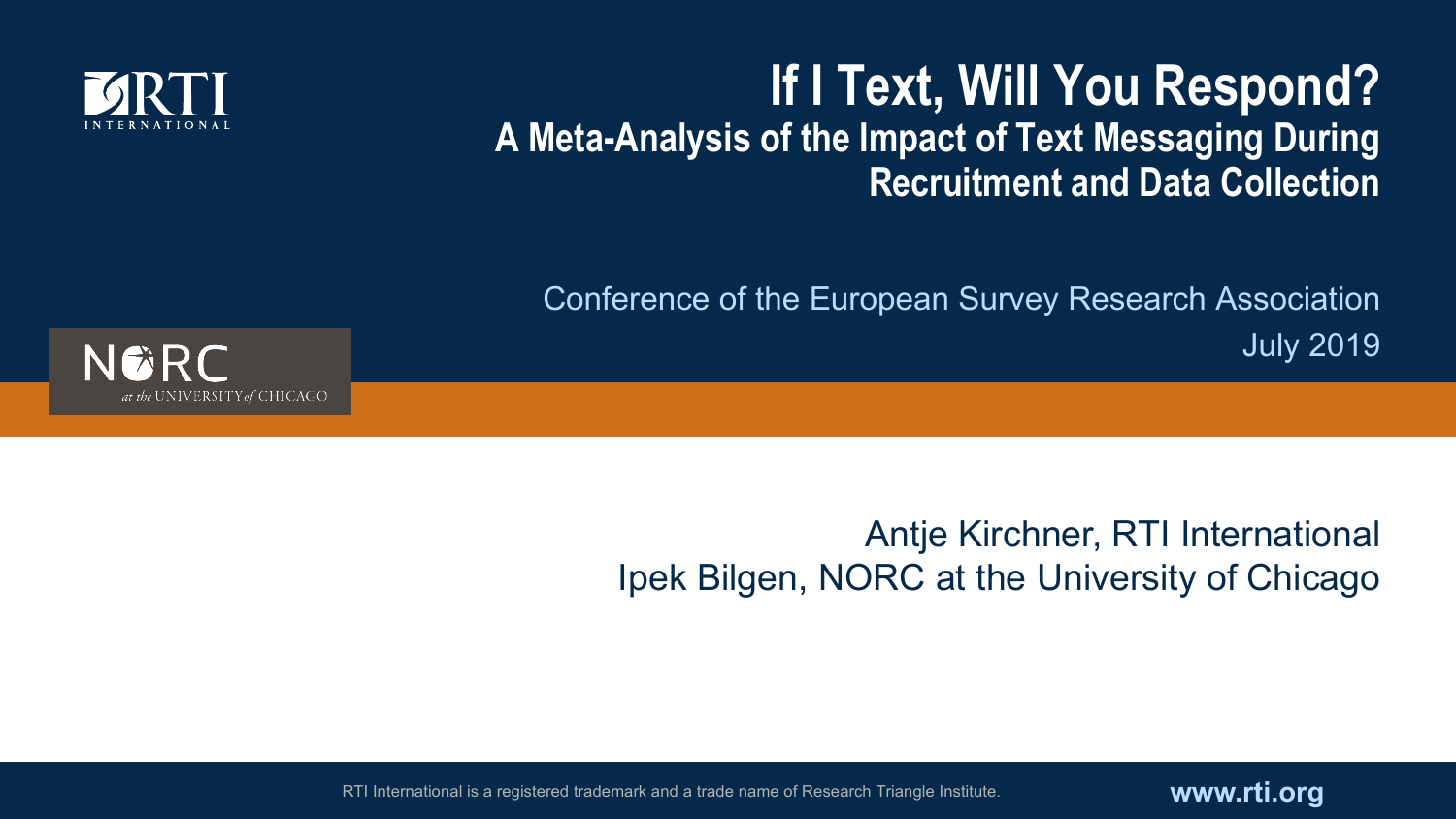# If I Text, Will You Respond?

## A Meta-Analysis of the Impact of Text Messaging During Recruitment and Data Collection

Conference of the European Survey Research Association

July 2019

Antje Kirchner, RTI International

Ipek Bilgen, NORC at the University of Chicago

RTI International is a registered trademark and a trade name of Research Triangle Institute.

www.rti.org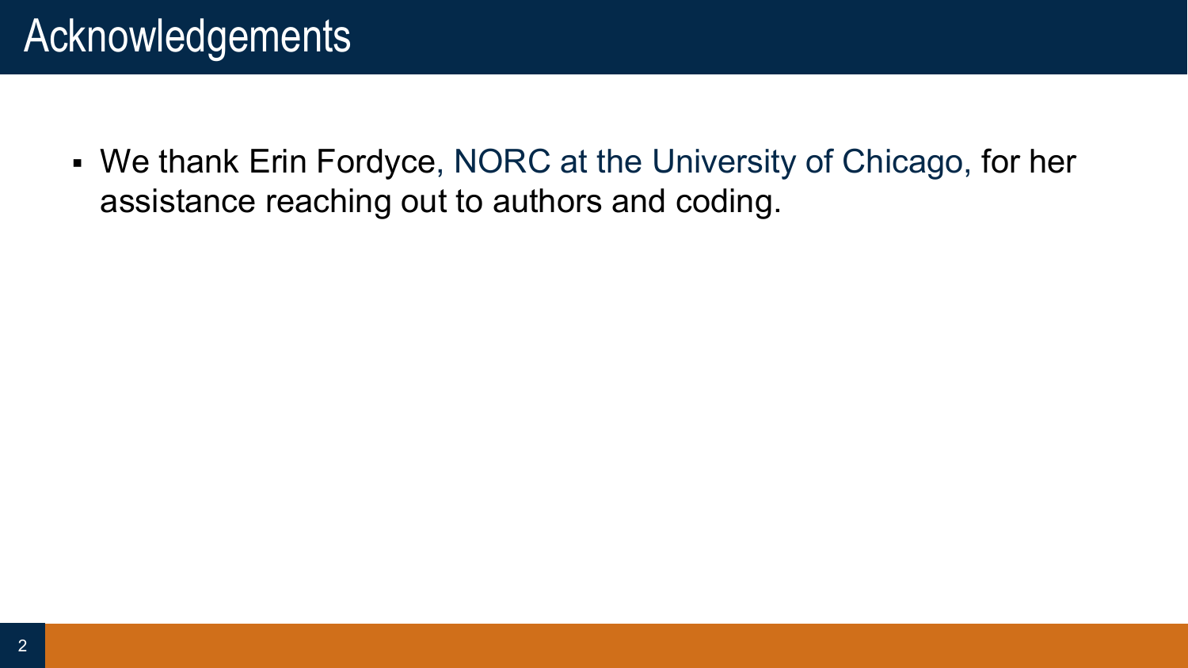# Acknowledgements

- We thank Erin Fordyce, NORC at the University of Chicago, for her assistance reaching out to authors and coding.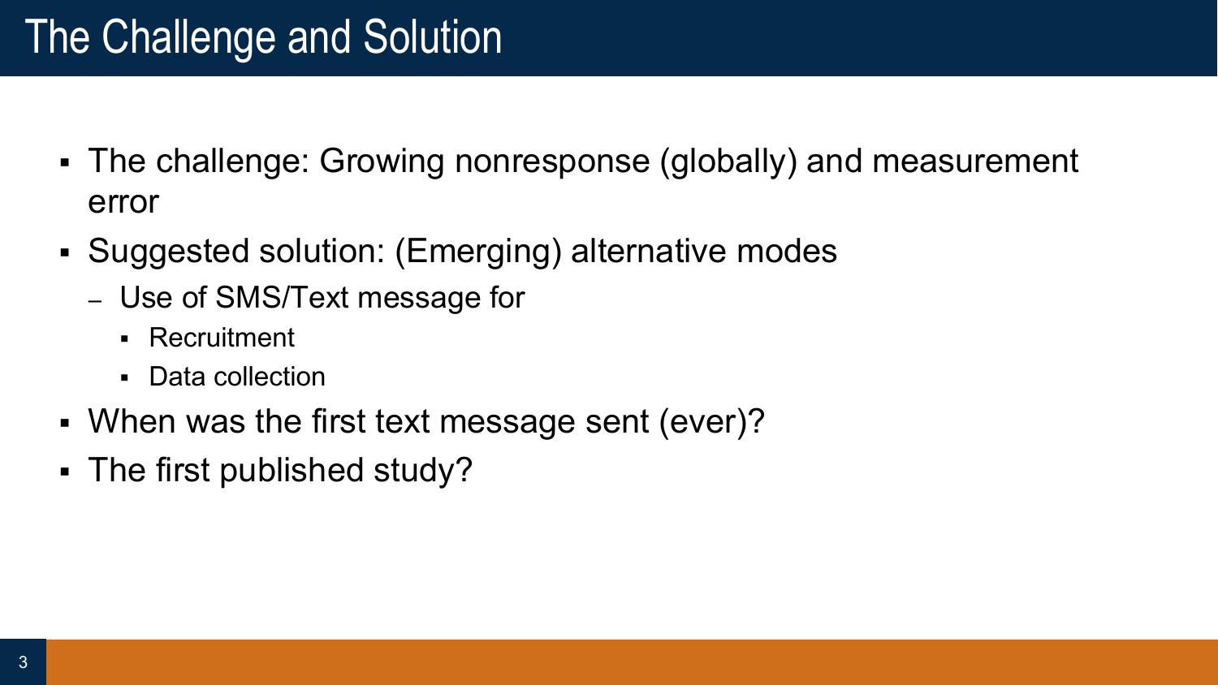# The Challenge and Solution

- The challenge: Growing nonresponse (globally) and measurement error
- Suggested solution: (Emerging) alternative modes
  - Use of SMS/Text message for
    - Recruitment
    - Data collection
- When was the first text message sent (ever)?
- The first published study?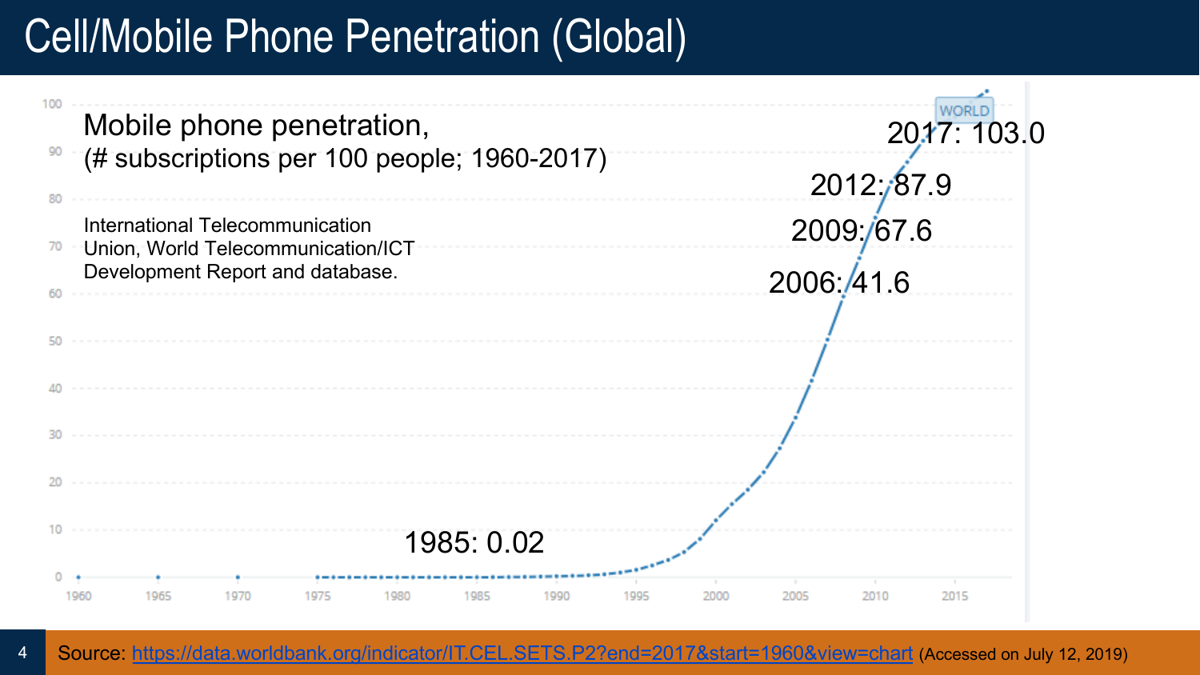# Cell/Mobile Phone Penetration (Global)

Mobile phone penetration,
(# subscriptions per 100 people; 1960-2017)

International Telecommunication Union, World Telecommunication/ICT Development Report and database.

1985: 0.02

2006: 41.6

2009: 67.6

2012: 87.9

2017: 103.0

WORLD

Source: https://data.worldbank.org/indicator/IT.CEL.SETS.P2?end=2017&start=1960&view=chart (Accessed on July 12, 2019)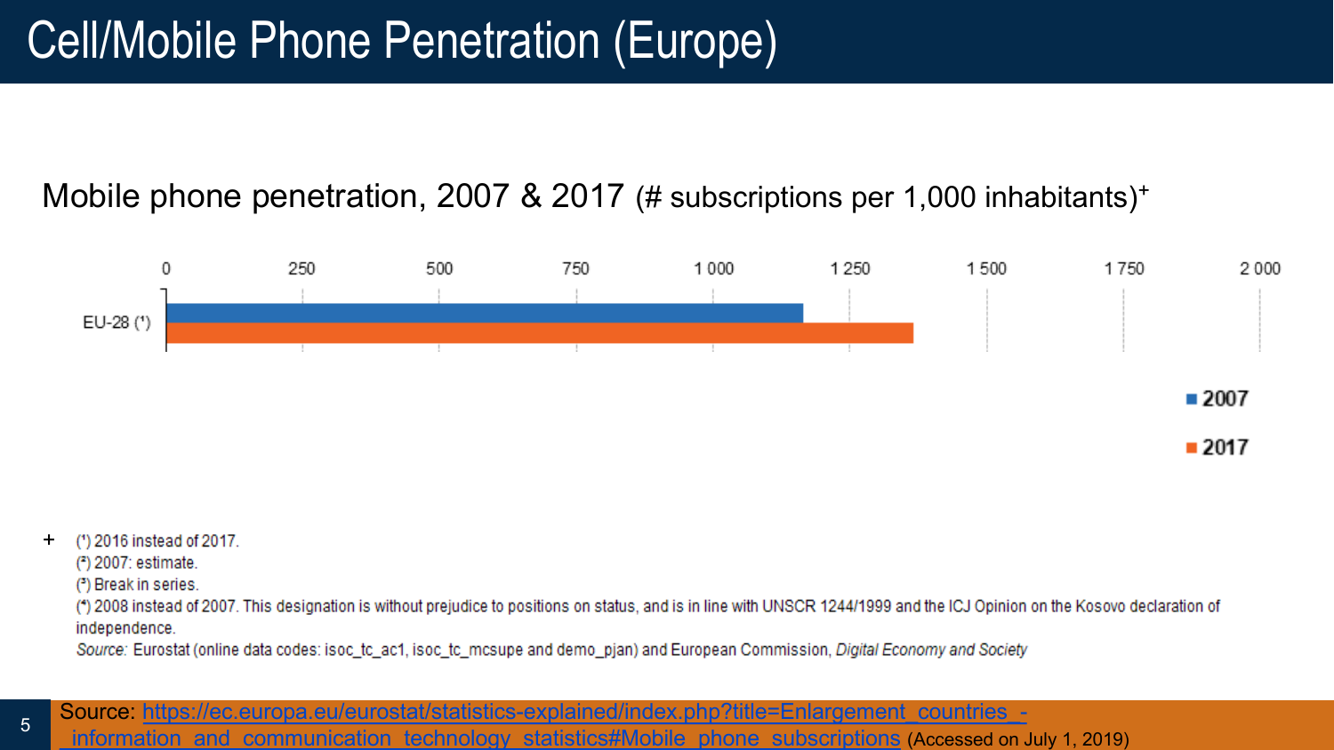# Cell/Mobile Phone Penetration (Europe)

Mobile phone penetration, 2007 & 2017 (# subscriptions per 1,000 inhabitants)+

0 | 250 | 500 | 750 | 1 000 | 1 250 | 1 500 | 1 750 | 2 000

EU-28 (¹)

■ 2007

■ 2017

\+ (¹) 2016 instead of 2017.
(²) 2007: estimate.
(³) Break in series.
(⁴) 2008 instead of 2007. This designation is without prejudice to positions on status, and is in line with UNSCR 1244/1999 and the ICJ Opinion on the Kosovo declaration of independence.
*Source:* Eurostat (online data codes: isoc_tc_ac1, isoc_tc_mcsupe and demo_pjan) and European Commission, *Digital Economy and Society*

Source: https://ec.europa.eu/eurostat/statistics-explained/index.php?title=Enlargement_countries_-_information_and_communication_technology_statistics#Mobile_phone_subscriptions (Accessed on July 1, 2019)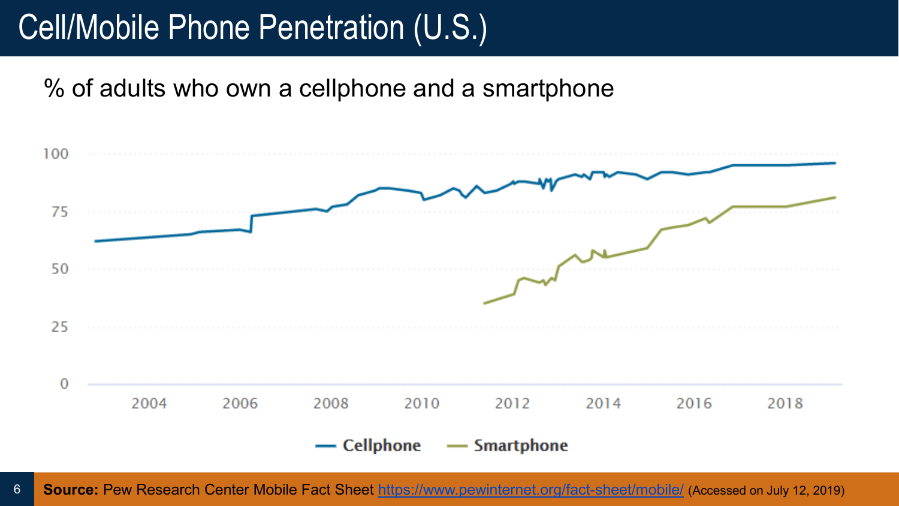# Cell/Mobile Phone Penetration (U.S.)

% of adults who own a cellphone and a smartphone

100
75
50
25
0

2004 2006 2008 2010 2012 2014 2016 2018

Cellphone Smartphone

**Source:** Pew Research Center Mobile Fact Sheet https://www.pewinternet.org/fact-sheet/mobile/ (Accessed on July 12, 2019)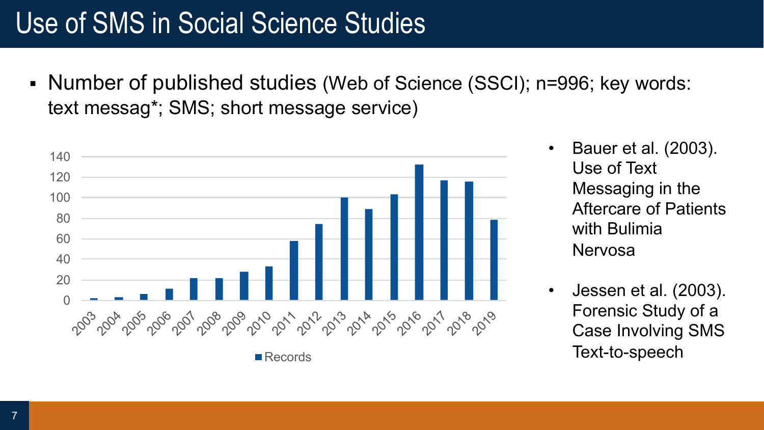# Use of SMS in Social Science Studies

- Number of published studies (Web of Science (SSCI); n=996; key words: text messag*; SMS; short message service)

- Bauer et al. (2003). Use of Text Messaging in the Aftercare of Patients with Bulimia Nervosa
- Jessen et al. (2003). Forensic Study of a Case Involving SMS Text-to-speech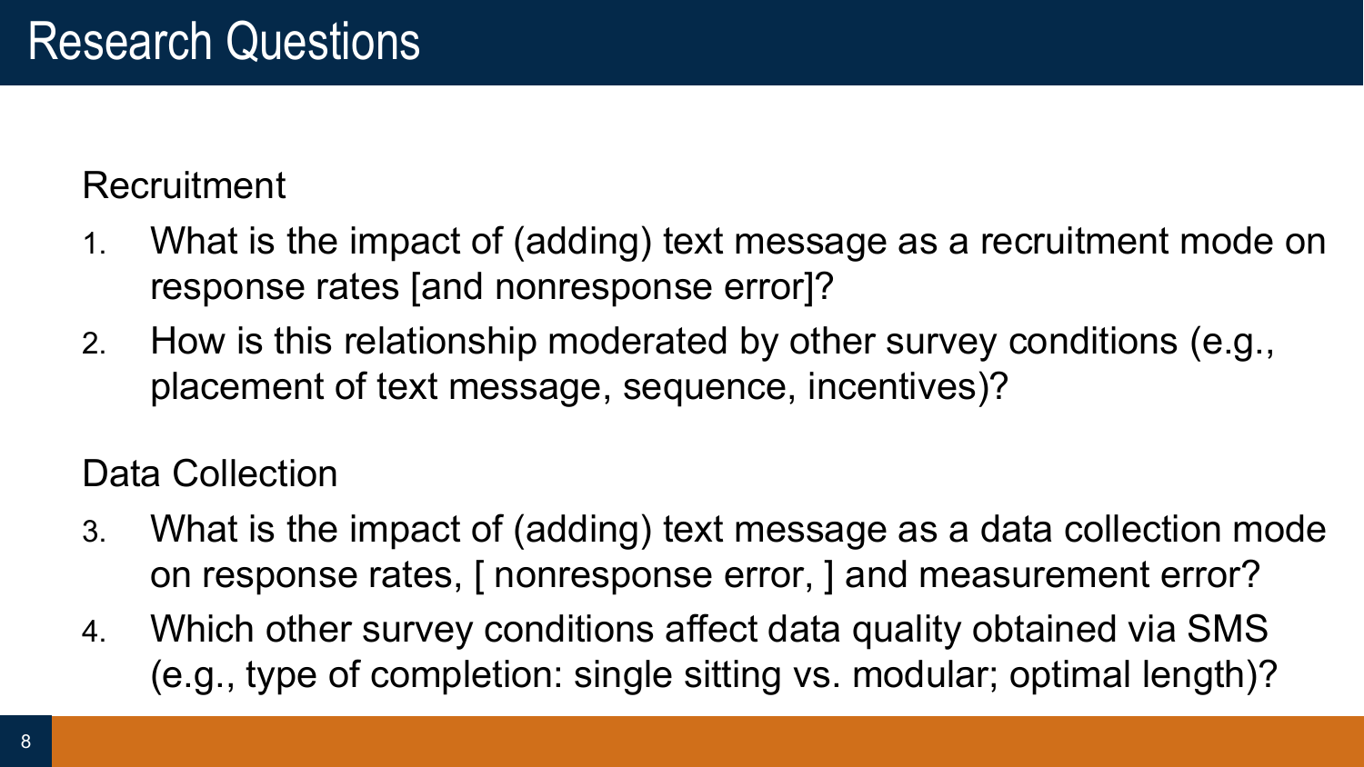# Research Questions

Recruitment

1. What is the impact of (adding) text message as a recruitment mode on response rates [and nonresponse error]?
2. How is this relationship moderated by other survey conditions (e.g., placement of text message, sequence, incentives)?

Data Collection

3. What is the impact of (adding) text message as a data collection mode on response rates, [ nonresponse error, ] and measurement error?
4. Which other survey conditions affect data quality obtained via SMS (e.g., type of completion: single sitting vs. modular; optimal length)?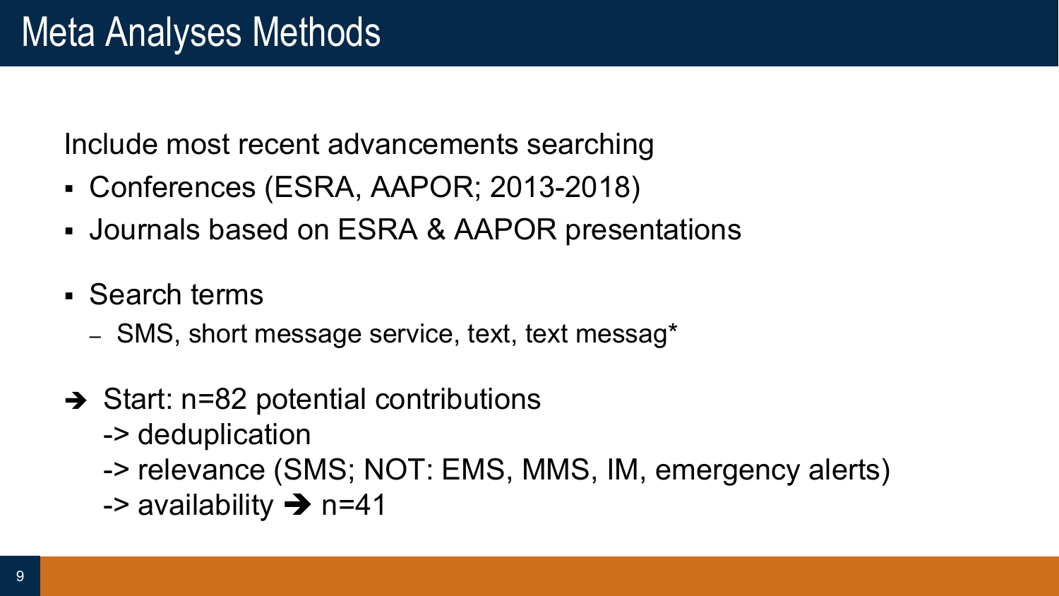# Meta Analyses Methods

Include most recent advancements searching

- Conferences (ESRA, AAPOR; 2013-2018)
- Journals based on ESRA & AAPOR presentations

- Search terms
  - SMS, short message service, text, text messag*

➔ Start: n=82 potential contributions
-> deduplication
-> relevance (SMS; NOT: EMS, MMS, IM, emergency alerts)
-> availability ➔ n=41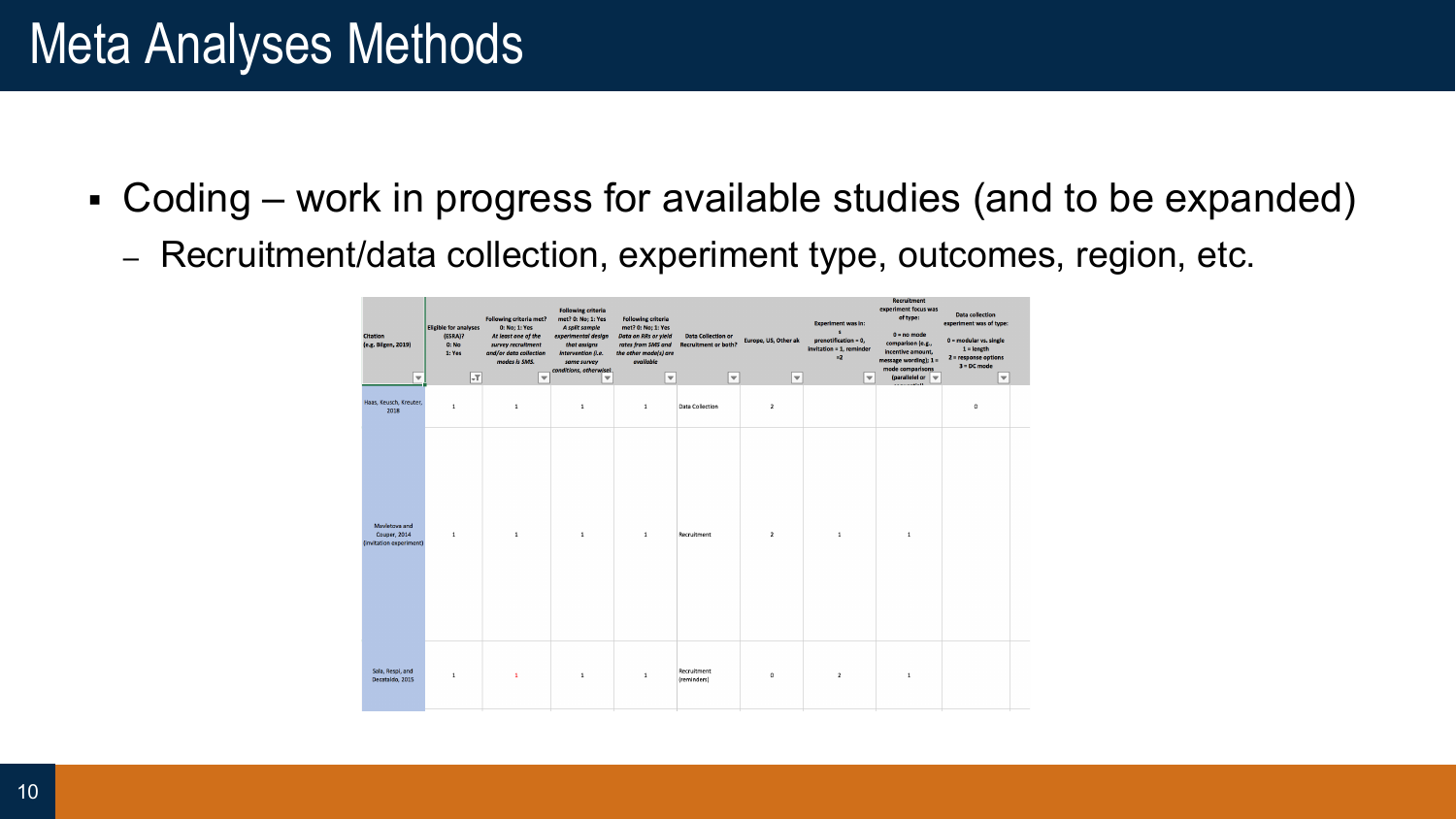# Meta Analyses Methods

- Coding – work in progress for available studies (and to be expanded)
  - Recruitment/data collection, experiment type, outcomes, region, etc.

| Citation (e.g. Bilgen, 2019) | Eligible for analyses (ESRA)? 0: No 1: Yes | Following criteria met? 0: No; 1: Yes *At least one of the survey recruitment and/or data collection modes is SMS.* | Following criteria met? 0: No; 1: Yes *A split sample experimental design that assigns intervention (i.e. same survey conditions, otherwise)* | Following criteria met? 0: No; 1: Yes *Data on RRs or yield rates from SMS and the other mode(s) are available* | Data Collection or Recruitment or both? | Europe, US, Other ak | Experiment was in: s prenotification = 0, invitation = 1, reminder =2 | Recruitment experiment focus was of type: 0 = no mode comparison (e.g., incentive amount, message wording); 1 = mode comparisons (parallel or ...) | Data collection experiment was of type: 0 = modular vs. single 1 = length 2 = response options 3 = DC mode |
|---|---|---|---|---|---|---|---|---|---|
| Haas, Keusch, Kreuter, 2018 | 1 | 1 | 1 | 1 | Data Collection | 2 | | | 0 |
| Mavletova and Couper, 2014 (invitation experiment) | 1 | 1 | 1 | 1 | Recruitment | 2 | 1 | 1 | |
| Sala, Respi, and Decataldo, 2015 | 1 | 1 | 1 | 1 | Recruitment (reminders) | 0 | 2 | 1 | |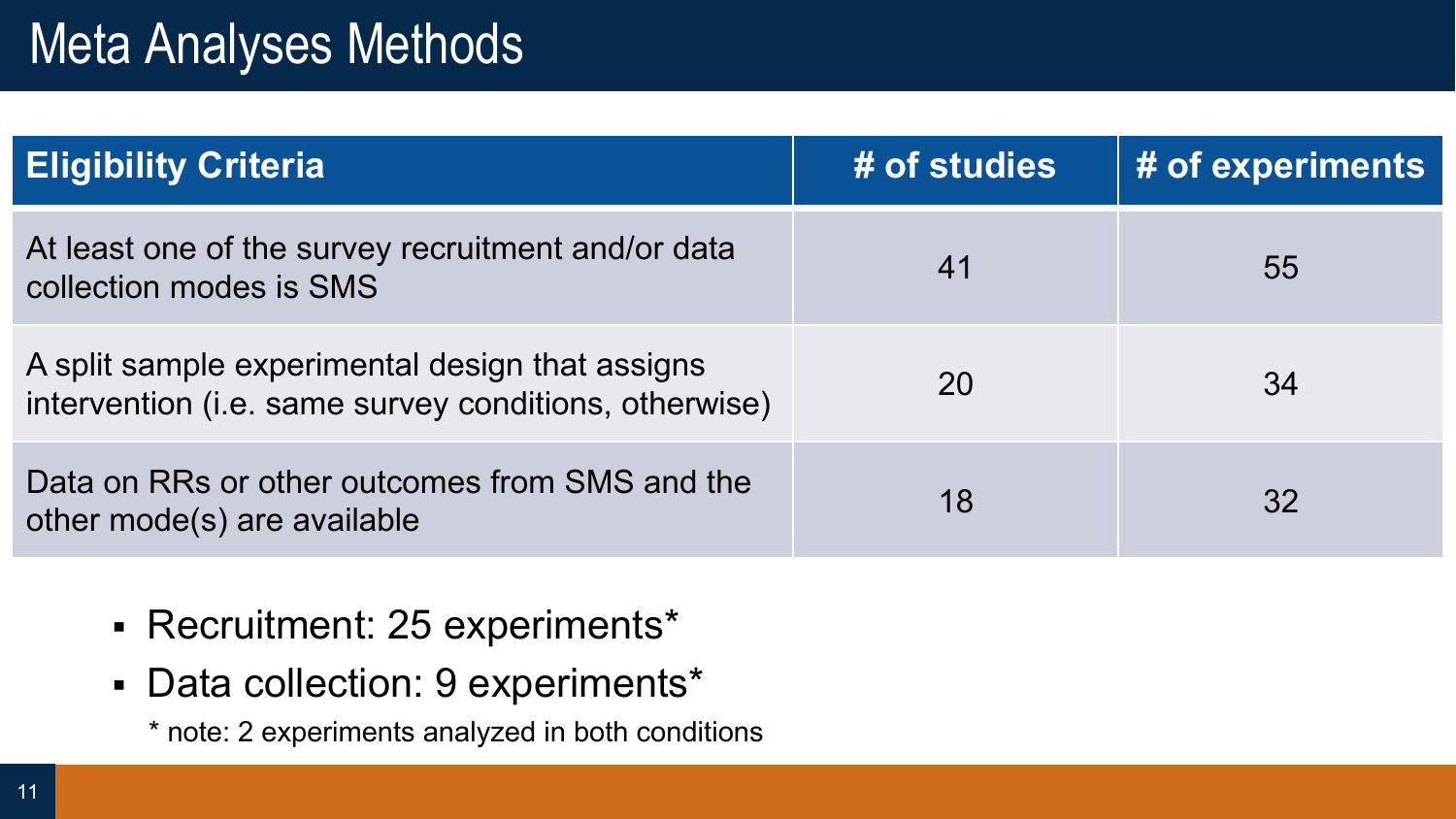# Meta Analyses Methods

| Eligibility Criteria | # of studies | # of experiments |
|---|---|---|
| At least one of the survey recruitment and/or data collection modes is SMS | 41 | 55 |
| A split sample experimental design that assigns intervention (i.e. same survey conditions, otherwise) | 20 | 34 |
| Data on RRs or other outcomes from SMS and the other mode(s) are available | 18 | 32 |

- Recruitment: 25 experiments*
- Data collection: 9 experiments*

  * note: 2 experiments analyzed in both conditions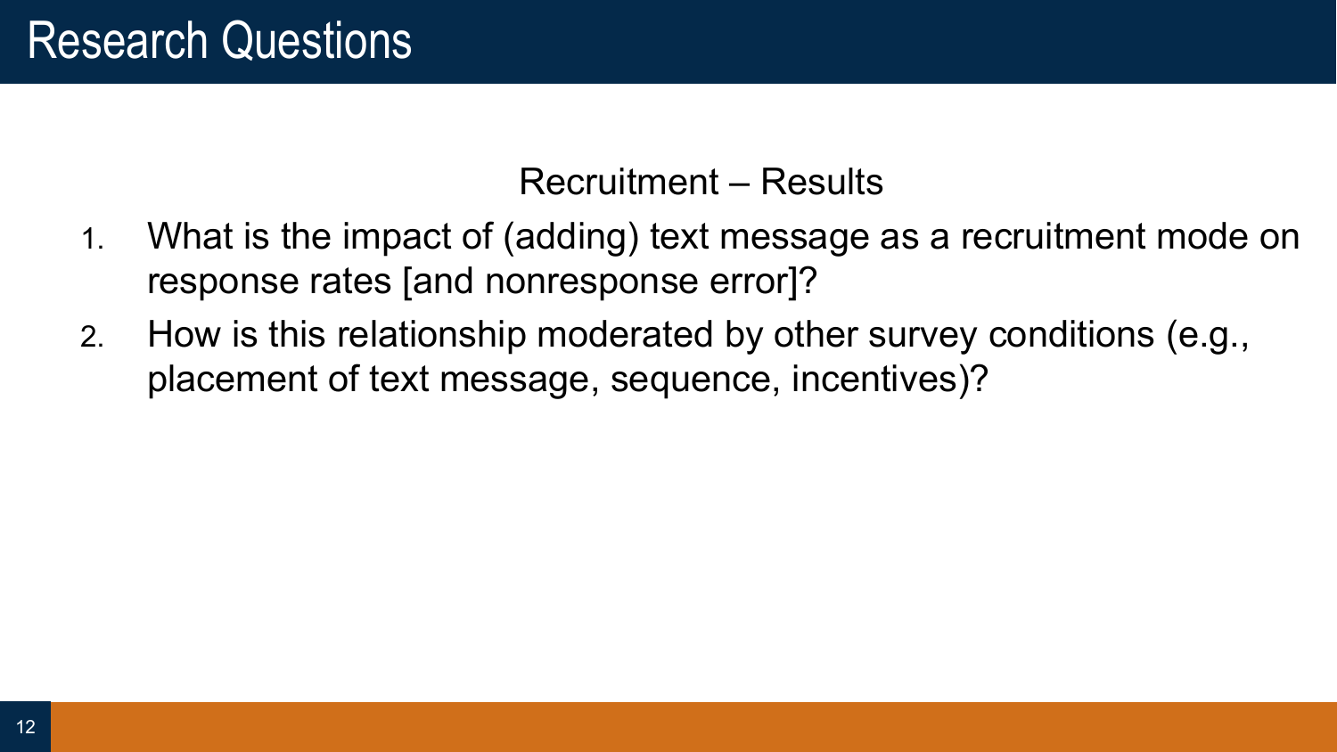# Research Questions

Recruitment – Results

1. What is the impact of (adding) text message as a recruitment mode on response rates [and nonresponse error]?
2. How is this relationship moderated by other survey conditions (e.g., placement of text message, sequence, incentives)?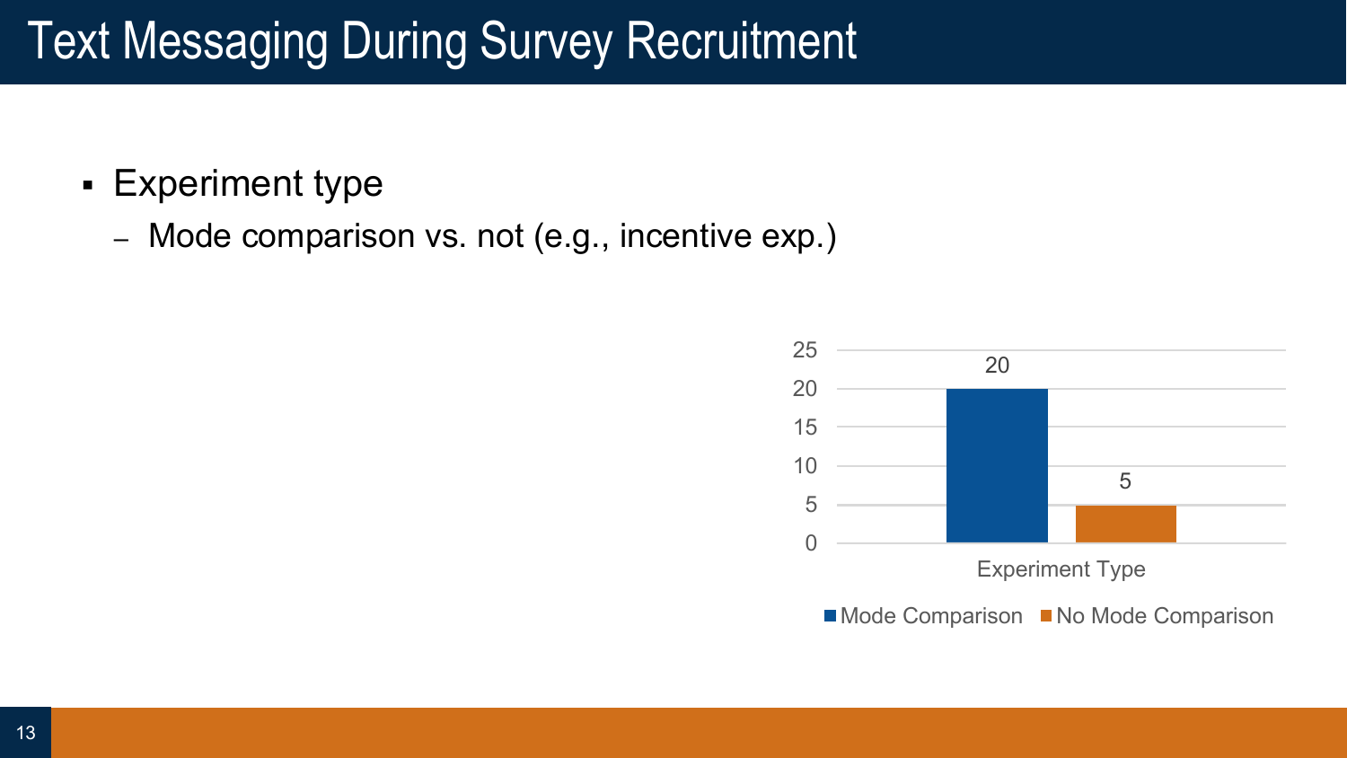# Text Messaging During Survey Recruitment

- Experiment type
  - Mode comparison vs. not (e.g., incentive exp.)

| Experiment Type | Count |
| --- | --- |
| Mode Comparison | 20 |
| No Mode Comparison | 5 |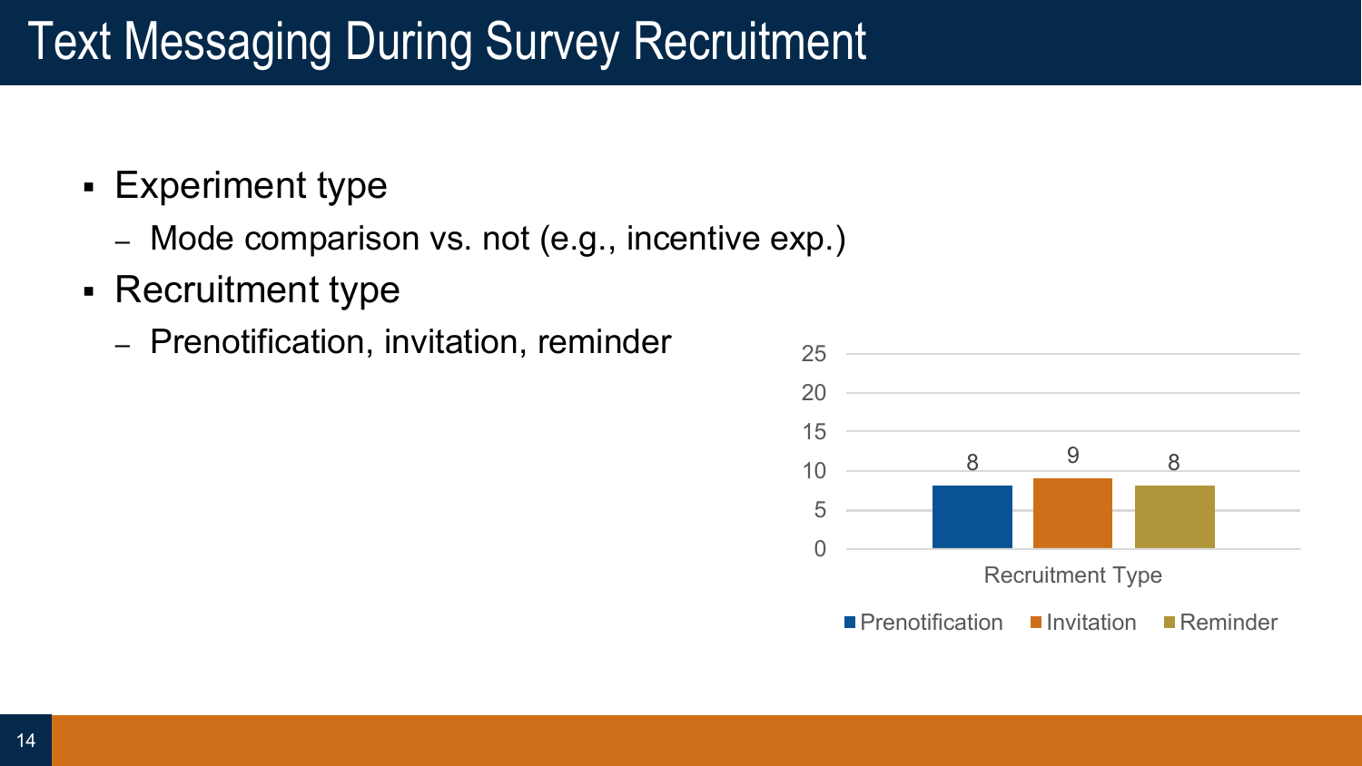# Text Messaging During Survey Recruitment

- Experiment type
  - Mode comparison vs. not (e.g., incentive exp.)
- Recruitment type
  - Prenotification, invitation, reminder

| Recruitment Type | Count |
| --- | --- |
| Prenotification | 8 |
| Invitation | 9 |
| Reminder | 8 |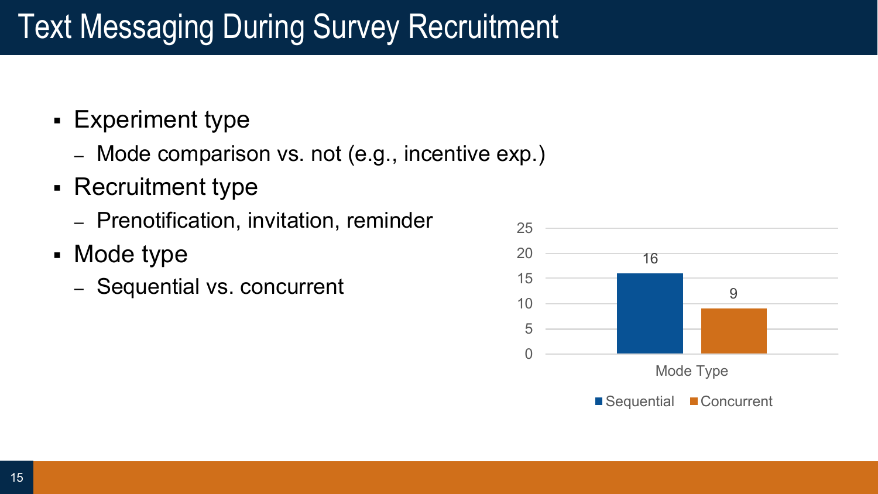# Text Messaging During Survey Recruitment

- Experiment type
  - Mode comparison vs. not (e.g., incentive exp.)
- Recruitment type
  - Prenotification, invitation, reminder
- Mode type
  - Sequential vs. concurrent

| Mode Type | Count |
| --- | --- |
| Sequential | 16 |
| Concurrent | 9 |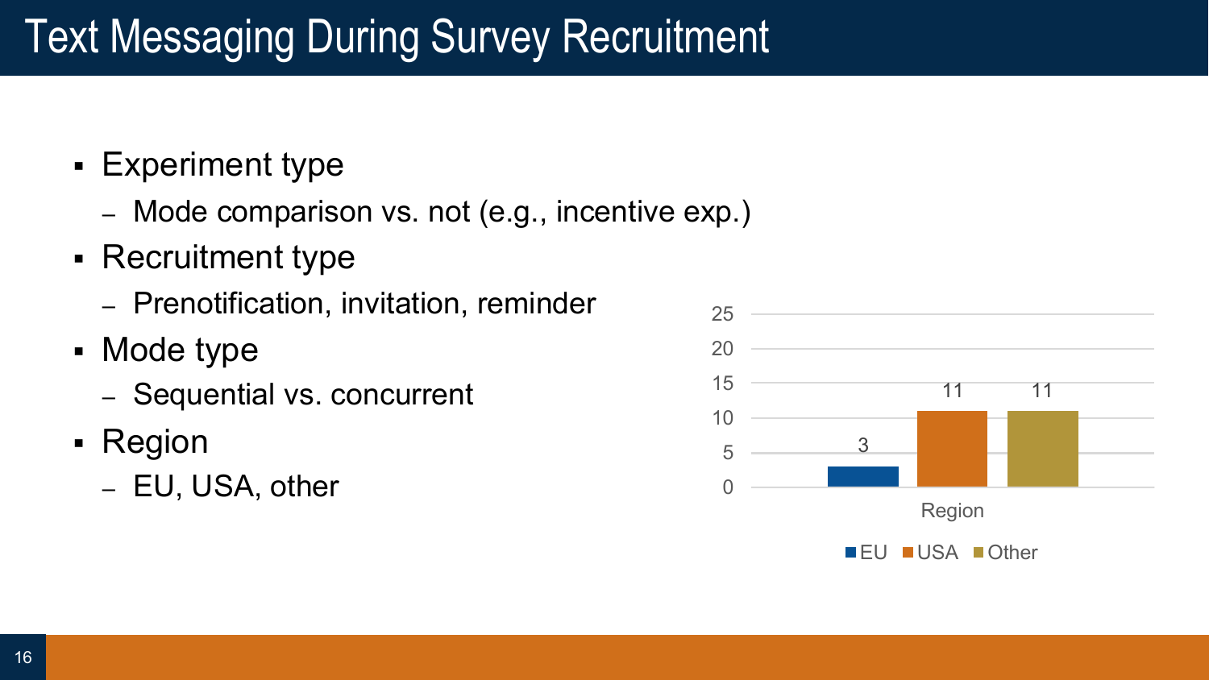# Text Messaging During Survey Recruitment

- Experiment type
  - Mode comparison vs. not (e.g., incentive exp.)
- Recruitment type
  - Prenotification, invitation, reminder
- Mode type
  - Sequential vs. concurrent
- Region
  - EU, USA, other

| Region | EU | USA | Other |
|---|---|---|---|
| Count | 3 | 11 | 11 |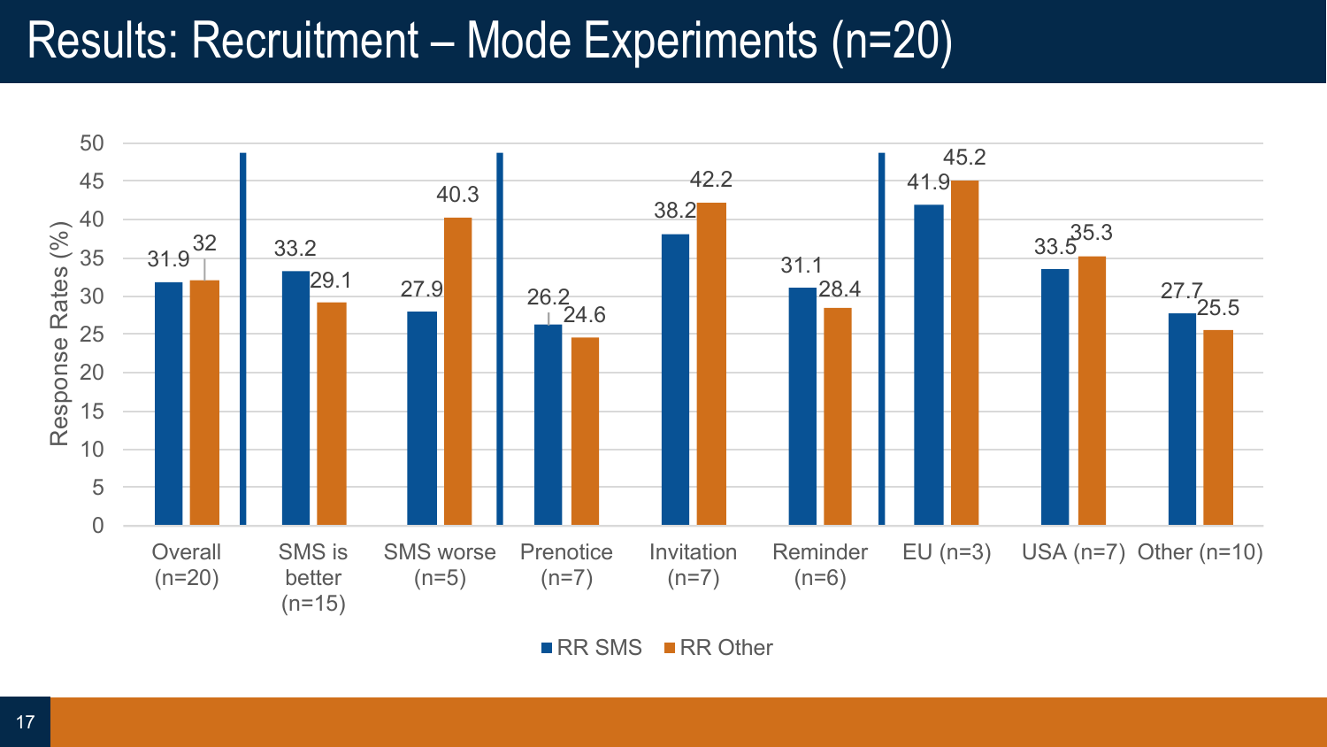# Results: Recruitment – Mode Experiments (n=20)

| | RR SMS | RR Other |
|---|---|---|
| Overall (n=20) | 31.9 | 32 |
| SMS is better (n=15) | 33.2 | 29.1 |
| SMS worse (n=5) | 27.9 | 40.3 |
| Prenotice (n=7) | 26.2 | 24.6 |
| Invitation (n=7) | 38.2 | 42.2 |
| Reminder (n=6) | 31.1 | 28.4 |
| EU (n=3) | 41.9 | 45.2 |
| USA (n=7) | 33.5 | 35.3 |
| Other (n=10) | 27.7 | 25.5 |

Response Rates (%)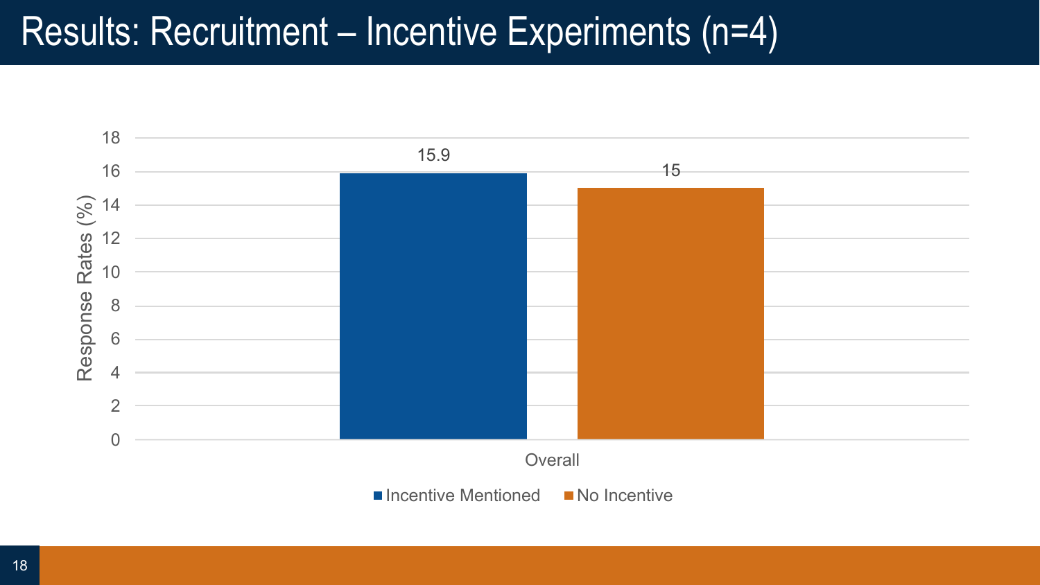# Results: Recruitment – Incentive Experiments (n=4)

| | Incentive Mentioned | No Incentive |
|---|---|---|
| Overall | 15.9 | 15 |

Response Rates (%)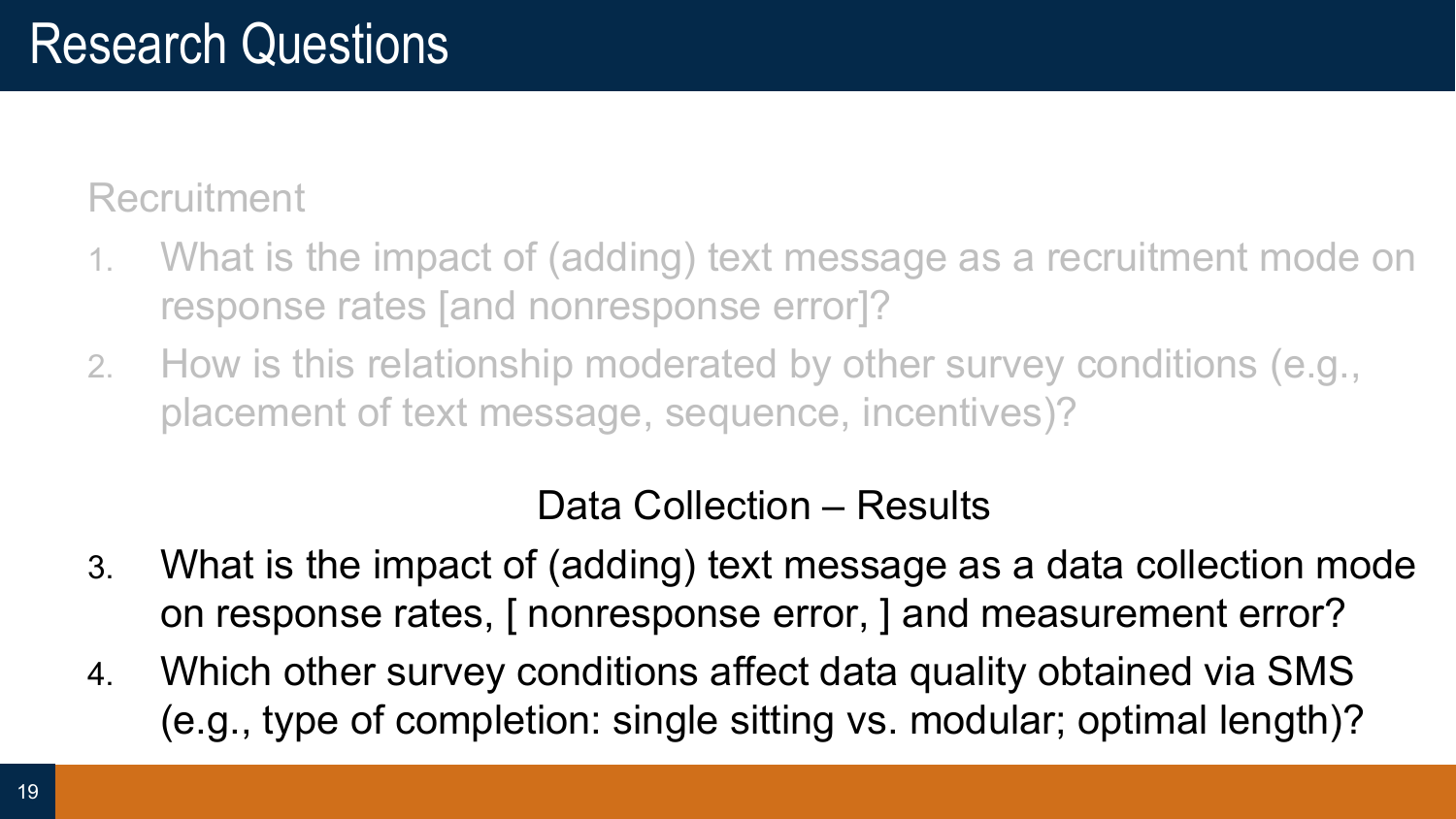# Research Questions

Recruitment

1. What is the impact of (adding) text message as a recruitment mode on response rates [and nonresponse error]?
2. How is this relationship moderated by other survey conditions (e.g., placement of text message, sequence, incentives)?

Data Collection – Results

3. What is the impact of (adding) text message as a data collection mode on response rates, [ nonresponse error, ] and measurement error?
4. Which other survey conditions affect data quality obtained via SMS (e.g., type of completion: single sitting vs. modular; optimal length)?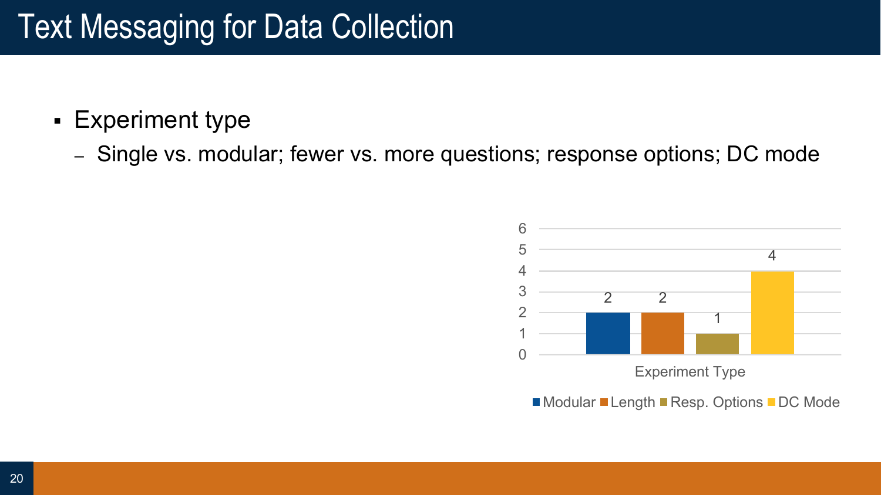# Text Messaging for Data Collection

- Experiment type
  - Single vs. modular; fewer vs. more questions; response options; DC mode

| Experiment Type | Count |
| --- | --- |
| Modular | 2 |
| Length | 2 |
| Resp. Options | 1 |
| DC Mode | 4 |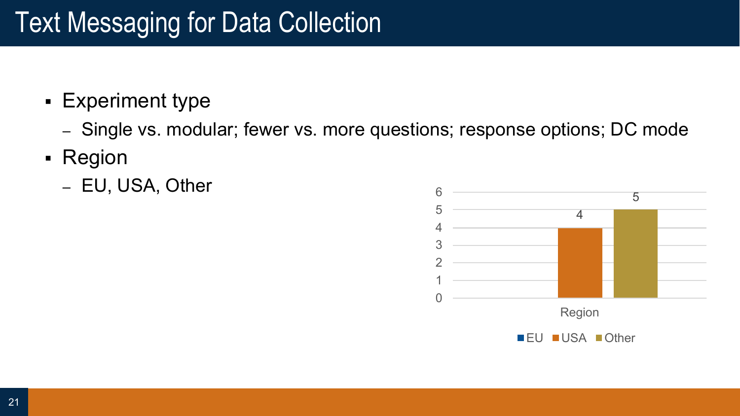# Text Messaging for Data Collection

- Experiment type
  - Single vs. modular; fewer vs. more questions; response options; DC mode
- Region
  - EU, USA, Other

| Region | EU | USA | Other |
|---|---|---|---|
| Count | | 4 | 5 |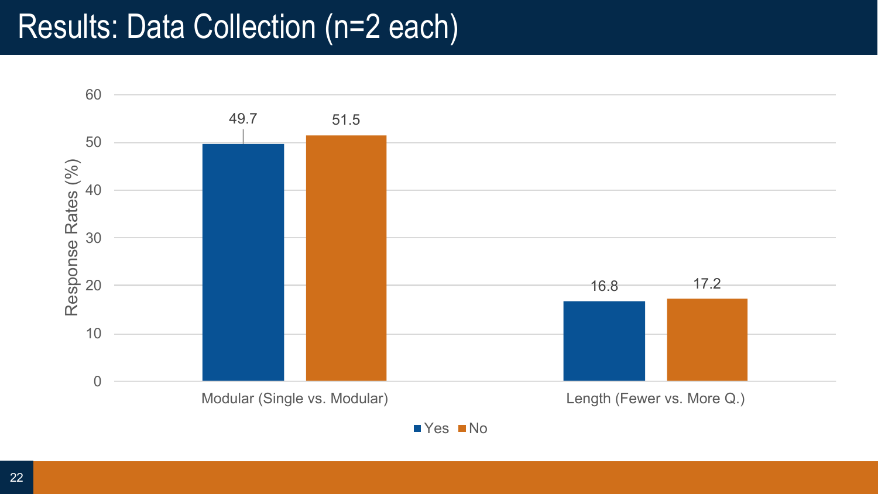# Results: Data Collection (n=2 each)

| Response Rates (%) | Yes | No |
| --- | --- | --- |
| Modular (Single vs. Modular) | 49.7 | 51.5 |
| Length (Fewer vs. More Q.) | 16.8 | 17.2 |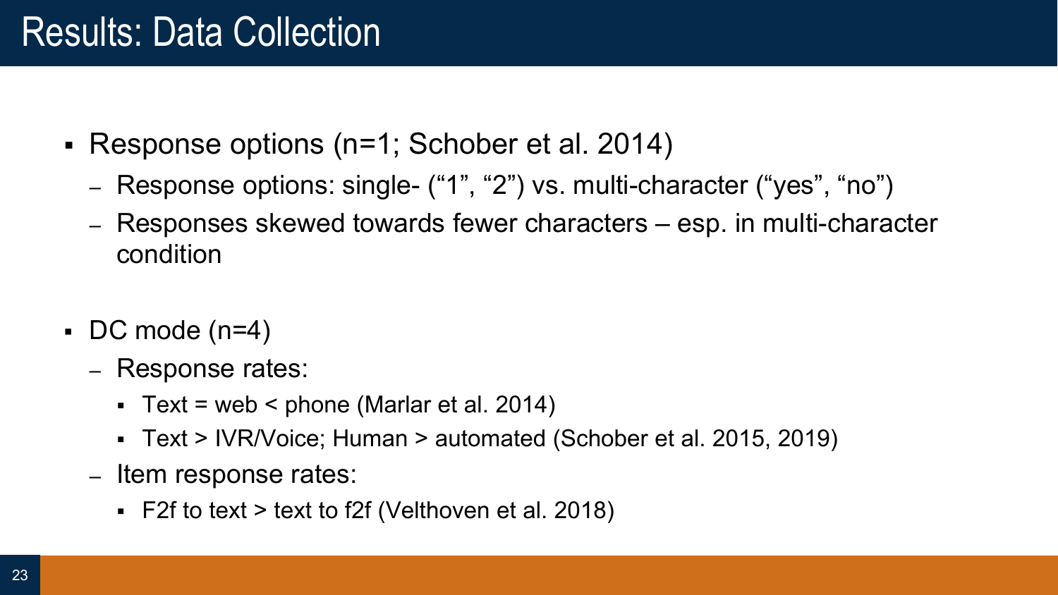# Results: Data Collection

- Response options (n=1; Schober et al. 2014)
  - Response options: single- (“1”, “2”) vs. multi-character (“yes”, “no”)
  - Responses skewed towards fewer characters – esp. in multi-character condition

- DC mode (n=4)
  - Response rates:
    - Text = web < phone (Marlar et al. 2014)
    - Text > IVR/Voice; Human > automated (Schober et al. 2015, 2019)
  - Item response rates:
    - F2f to text > text to f2f (Velthoven et al. 2018)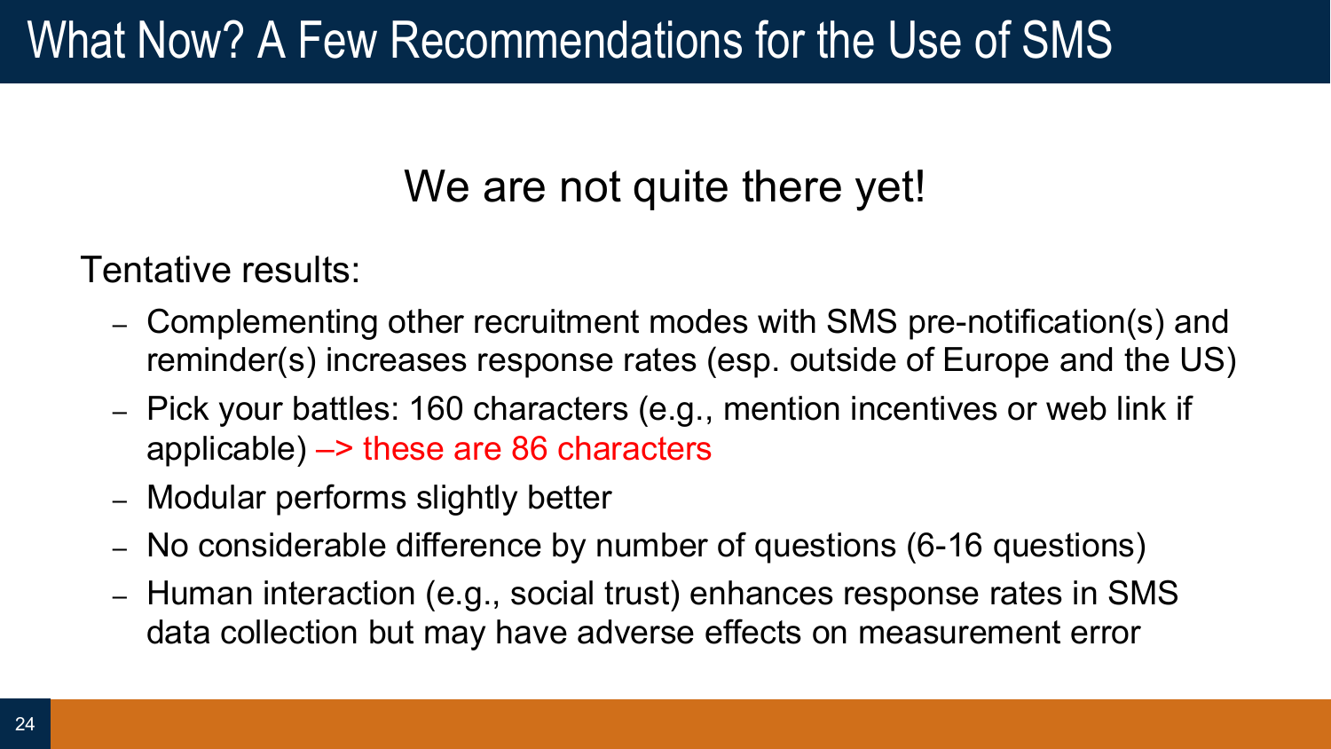# What Now? A Few Recommendations for the Use of SMS

## We are not quite there yet!

Tentative results:

- Complementing other recruitment modes with SMS pre-notification(s) and reminder(s) increases response rates (esp. outside of Europe and the US)
- Pick your battles: 160 characters (e.g., mention incentives or web link if applicable) –> these are 86 characters
- Modular performs slightly better
- No considerable difference by number of questions (6-16 questions)
- Human interaction (e.g., social trust) enhances response rates in SMS data collection but may have adverse effects on measurement error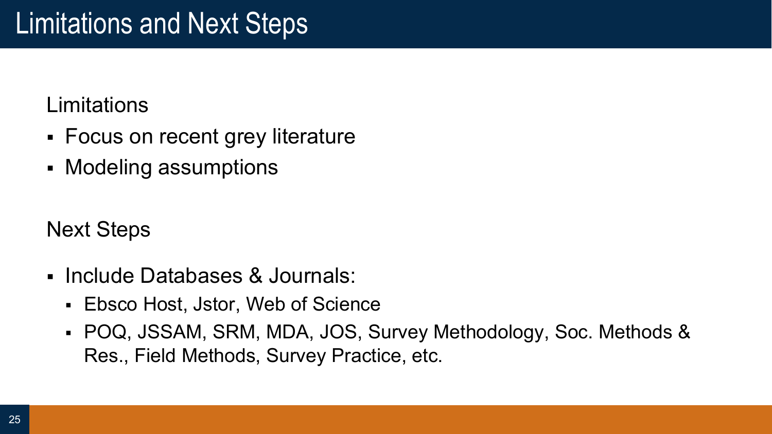# Limitations and Next Steps

Limitations

- Focus on recent grey literature
- Modeling assumptions

Next Steps

- Include Databases & Journals:
  - Ebsco Host, Jstor, Web of Science
  - POQ, JSSAM, SRM, MDA, JOS, Survey Methodology, Soc. Methods & Res., Field Methods, Survey Practice, etc.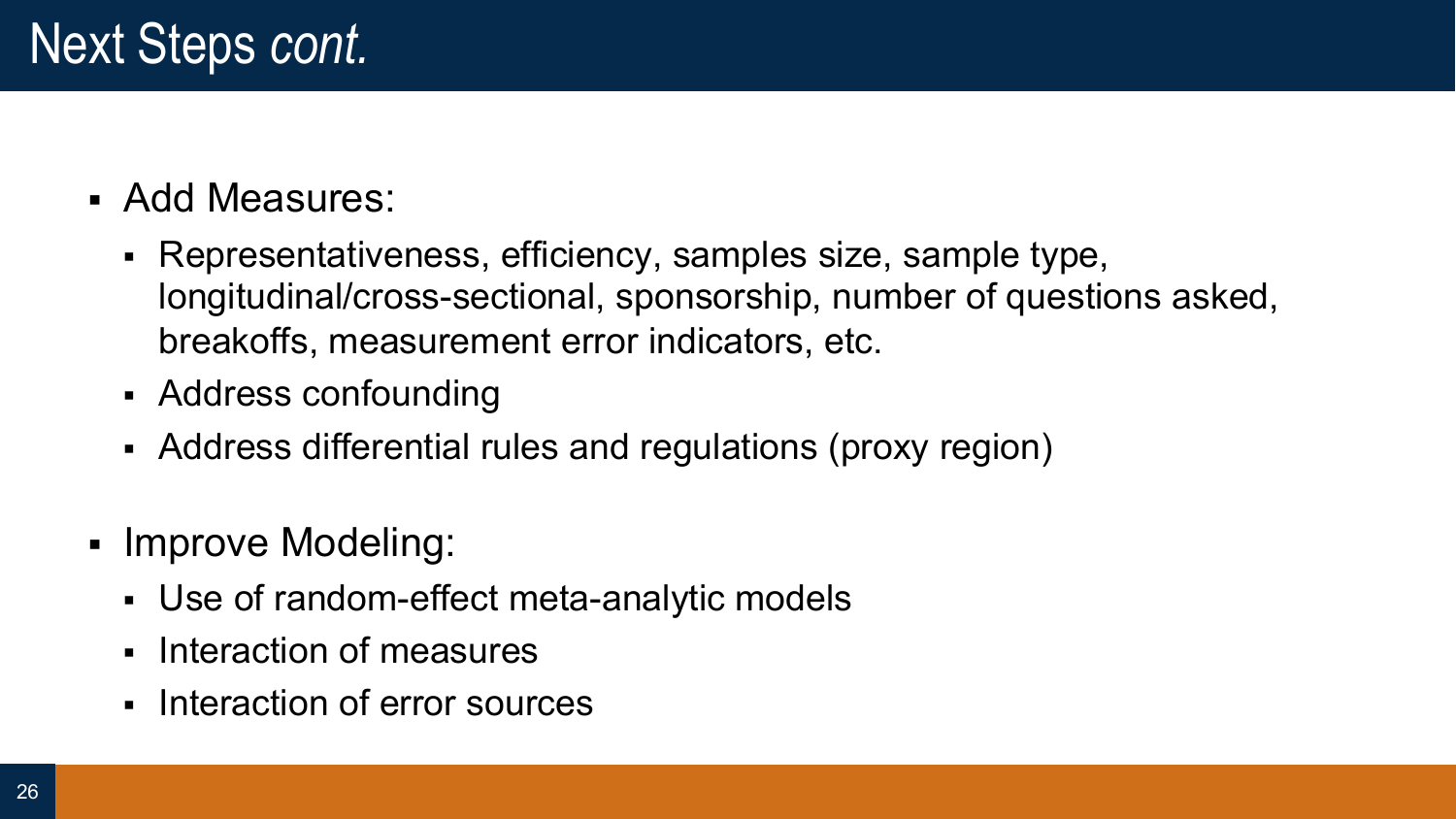# Next Steps *cont.*

- Add Measures:
  - Representativeness, efficiency, samples size, sample type, longitudinal/cross-sectional, sponsorship, number of questions asked, breakoffs, measurement error indicators, etc.
  - Address confounding
  - Address differential rules and regulations (proxy region)

- Improve Modeling:
  - Use of random-effect meta-analytic models
  - Interaction of measures
  - Interaction of error sources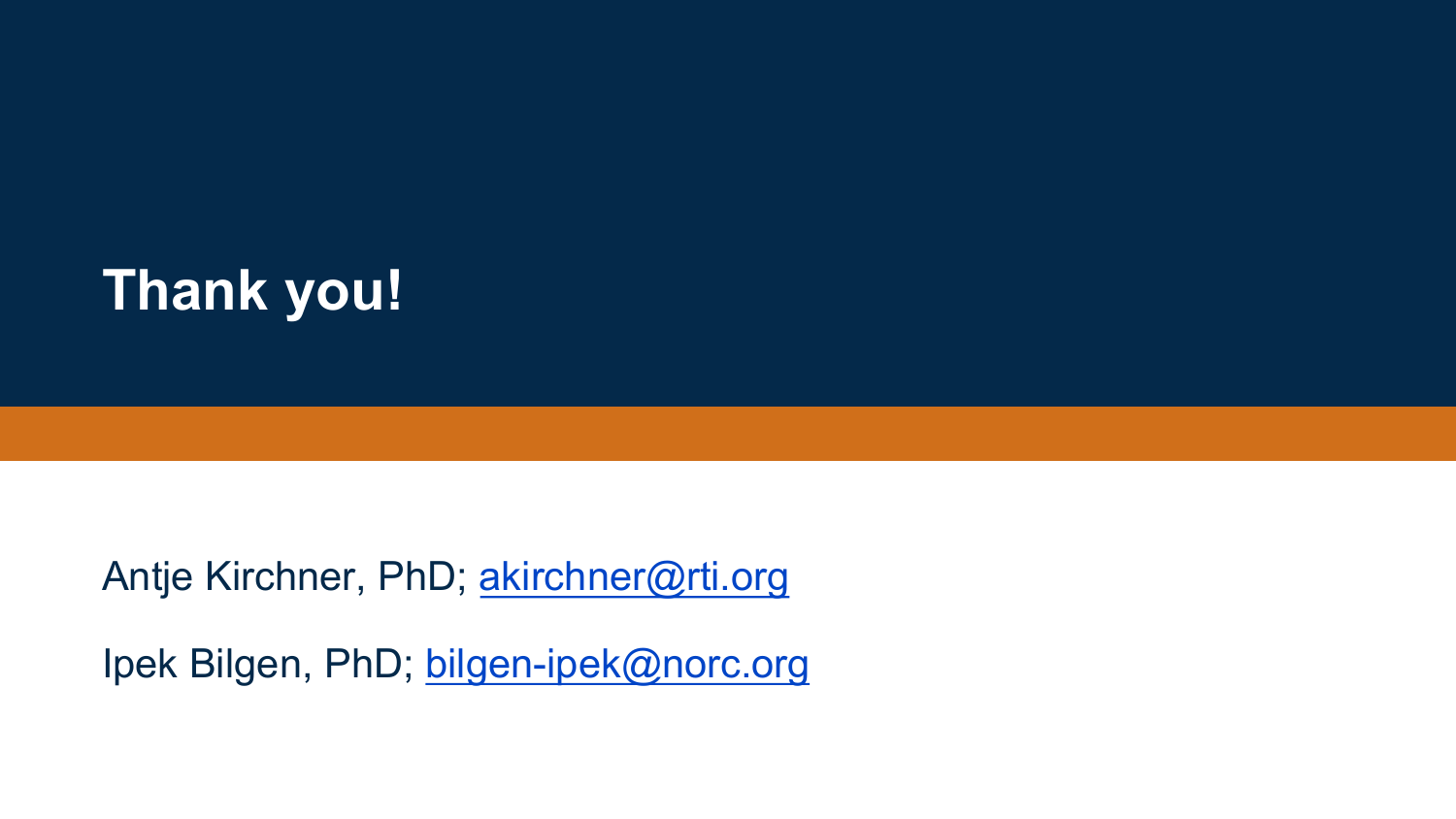# Thank you!

Antje Kirchner, PhD; akirchner@rti.org

Ipek Bilgen, PhD; bilgen-ipek@norc.org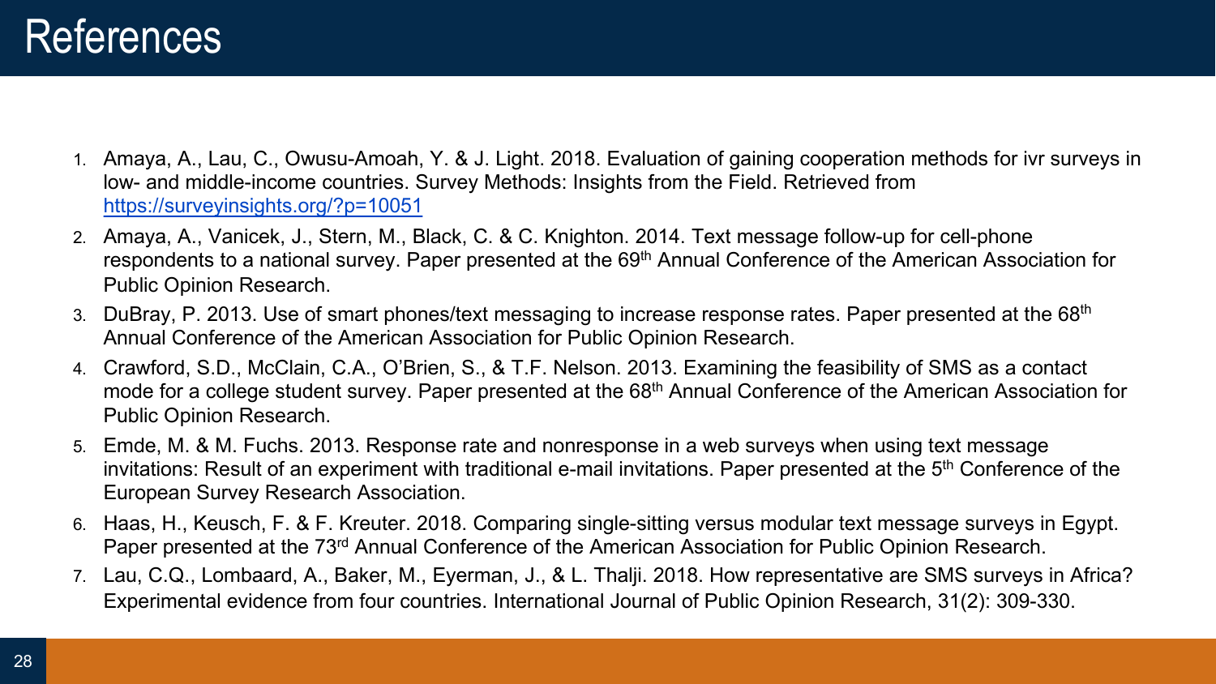# References

1. Amaya, A., Lau, C., Owusu-Amoah, Y. & J. Light. 2018. Evaluation of gaining cooperation methods for ivr surveys in low- and middle-income countries. Survey Methods: Insights from the Field. Retrieved from https://surveyinsights.org/?p=10051
2. Amaya, A., Vanicek, J., Stern, M., Black, C. & C. Knighton. 2014. Text message follow-up for cell-phone respondents to a national survey. Paper presented at the 69th Annual Conference of the American Association for Public Opinion Research.
3. DuBray, P. 2013. Use of smart phones/text messaging to increase response rates. Paper presented at the 68th Annual Conference of the American Association for Public Opinion Research.
4. Crawford, S.D., McClain, C.A., O'Brien, S., & T.F. Nelson. 2013. Examining the feasibility of SMS as a contact mode for a college student survey. Paper presented at the 68th Annual Conference of the American Association for Public Opinion Research.
5. Emde, M. & M. Fuchs. 2013. Response rate and nonresponse in a web surveys when using text message invitations: Result of an experiment with traditional e-mail invitations. Paper presented at the 5th Conference of the European Survey Research Association.
6. Haas, H., Keusch, F. & F. Kreuter. 2018. Comparing single-sitting versus modular text message surveys in Egypt. Paper presented at the 73rd Annual Conference of the American Association for Public Opinion Research.
7. Lau, C.Q., Lombaard, A., Baker, M., Eyerman, J., & L. Thalji. 2018. How representative are SMS surveys in Africa? Experimental evidence from four countries. International Journal of Public Opinion Research, 31(2): 309-330.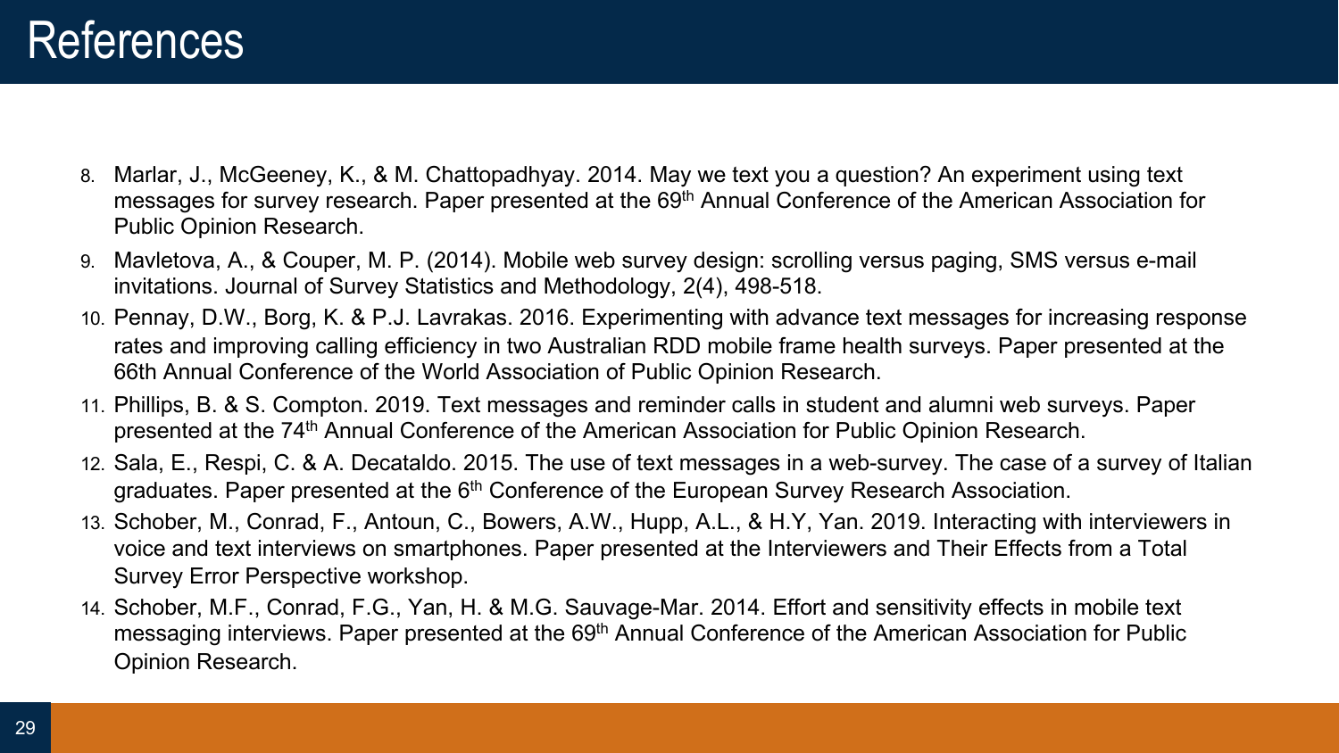# References

8. Marlar, J., McGeeney, K., & M. Chattopadhyay. 2014. May we text you a question? An experiment using text messages for survey research. Paper presented at the 69th Annual Conference of the American Association for Public Opinion Research.
9. Mavletova, A., & Couper, M. P. (2014). Mobile web survey design: scrolling versus paging, SMS versus e-mail invitations. Journal of Survey Statistics and Methodology, 2(4), 498-518.
10. Pennay, D.W., Borg, K. & P.J. Lavrakas. 2016. Experimenting with advance text messages for increasing response rates and improving calling efficiency in two Australian RDD mobile frame health surveys. Paper presented at the 66th Annual Conference of the World Association of Public Opinion Research.
11. Phillips, B. & S. Compton. 2019. Text messages and reminder calls in student and alumni web surveys. Paper presented at the 74th Annual Conference of the American Association for Public Opinion Research.
12. Sala, E., Respi, C. & A. Decataldo. 2015. The use of text messages in a web-survey. The case of a survey of Italian graduates. Paper presented at the 6th Conference of the European Survey Research Association.
13. Schober, M., Conrad, F., Antoun, C., Bowers, A.W., Hupp, A.L., & H.Y, Yan. 2019. Interacting with interviewers in voice and text interviews on smartphones. Paper presented at the Interviewers and Their Effects from a Total Survey Error Perspective workshop.
14. Schober, M.F., Conrad, F.G., Yan, H. & M.G. Sauvage-Mar. 2014. Effort and sensitivity effects in mobile text messaging interviews. Paper presented at the 69th Annual Conference of the American Association for Public Opinion Research.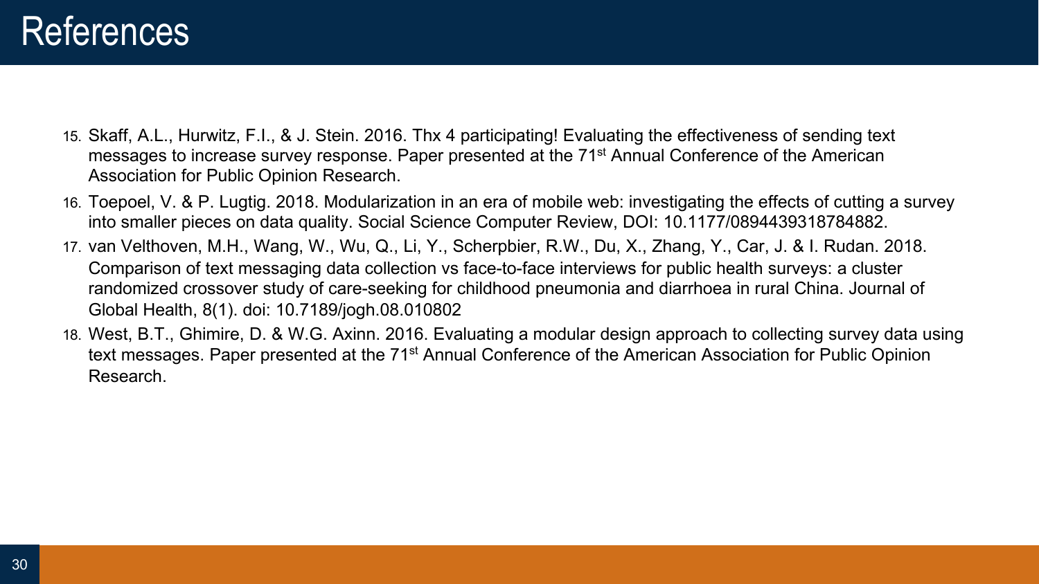# References

15. Skaff, A.L., Hurwitz, F.I., & J. Stein. 2016. Thx 4 participating! Evaluating the effectiveness of sending text messages to increase survey response. Paper presented at the 71st Annual Conference of the American Association for Public Opinion Research.
16. Toepoel, V. & P. Lugtig. 2018. Modularization in an era of mobile web: investigating the effects of cutting a survey into smaller pieces on data quality. Social Science Computer Review, DOI: 10.1177/0894439318784882.
17. van Velthoven, M.H., Wang, W., Wu, Q., Li, Y., Scherpbier, R.W., Du, X., Zhang, Y., Car, J. & I. Rudan. 2018. Comparison of text messaging data collection vs face-to-face interviews for public health surveys: a cluster randomized crossover study of care-seeking for childhood pneumonia and diarrhoea in rural China. Journal of Global Health, 8(1). doi: 10.7189/jogh.08.010802
18. West, B.T., Ghimire, D. & W.G. Axinn. 2016. Evaluating a modular design approach to collecting survey data using text messages. Paper presented at the 71st Annual Conference of the American Association for Public Opinion Research.